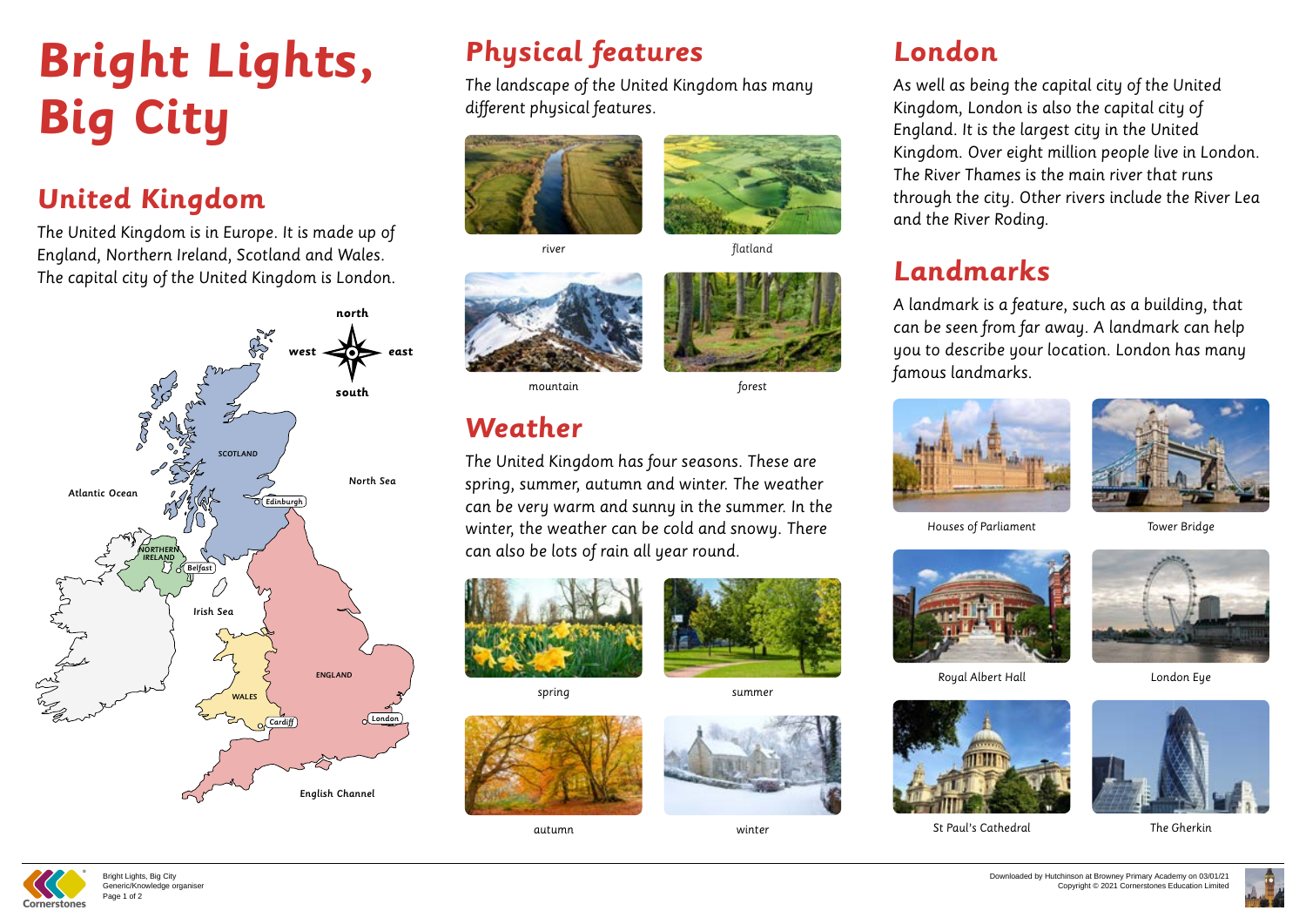# Bright Lights, Big City

## United Kingdom

The United Kingdom is in Europe. It is made up of England, Northern Ireland, Scotland and Wales. The capital city of the United Kingdom is London.

north

west east

south

SCOTLAND

North Sea

Atlantic Ocean

Edinburgh

NORTHERN IRELAND

Belfast

Irish Sea

ENGLAND

WALES

Cardiff

London

English Channel

## Physical features

The landscape of the United Kingdom has many different physical features.

river

flatland

mountain

forest

## Weather

The United Kingdom has four seasons. These are spring, summer, autumn and winter. The weather can be very warm and sunny in the summer. In the winter, the weather can be cold and snowy. There can also be lots of rain all year round.

spring

summer

autumn

winter

## London

As well as being the capital city of the United Kingdom, London is also the capital city of England. It is the largest city in the United Kingdom. Over eight million people live in London. The River Thames is the main river that runs through the city. Other rivers include the River Lea and the River Roding.

## Landmarks

A landmark is a feature, such as a building, that can be seen from far away. A landmark can help you to describe your location. London has many famous landmarks.

Houses of Parliament

Tower Bridge

Royal Albert Hall

London Eye

St Paul's Cathedral

The Gherkin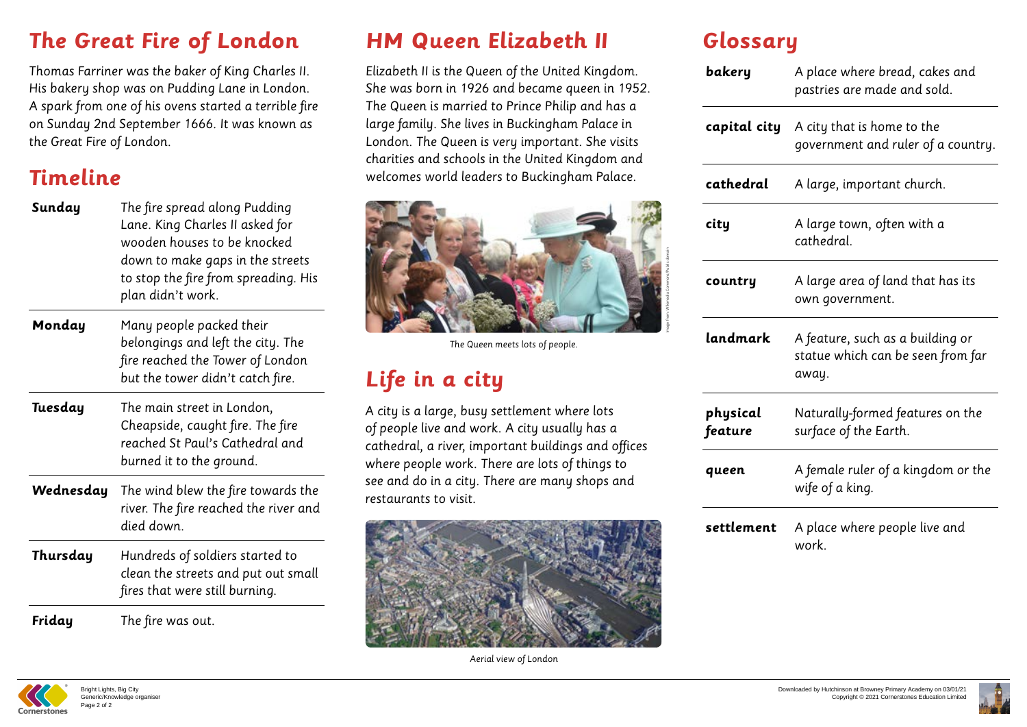# The Great Fire of London

Thomas Farriner was the baker of King Charles II. His bakery shop was on Pudding Lane in London. A spark from one of his ovens started a terrible fire on Sunday 2nd September 1666. It was known as the Great Fire of London.

## Timeline

| | |
|---|---|
| **Sunday** | The fire spread along Pudding Lane. King Charles II asked for wooden houses to be knocked down to make gaps in the streets to stop the fire from spreading. His plan didn't work. |
| **Monday** | Many people packed their belongings and left the city. The fire reached the Tower of London but the tower didn't catch fire. |
| **Tuesday** | The main street in London, Cheapside, caught fire. The fire reached St Paul's Cathedral and burned it to the ground. |
| **Wednesday** | The wind blew the fire towards the river. The fire reached the river and died down. |
| **Thursday** | Hundreds of soldiers started to clean the streets and put out small fires that were still burning. |
| **Friday** | The fire was out. |

# HM Queen Elizabeth II

Elizabeth II is the Queen of the United Kingdom. She was born in 1926 and became queen in 1952. The Queen is married to Prince Philip and has a large family. She lives in Buckingham Palace in London. The Queen is very important. She visits charities and schools in the United Kingdom and welcomes world leaders to Buckingham Palace.

Image from: Wikimedia Commons/Public domain

The Queen meets lots of people.

# Life in a city

A city is a large, busy settlement where lots of people live and work. A city usually has a cathedral, a river, important buildings and offices where people work. There are lots of things to see and do in a city. There are many shops and restaurants to visit.

Aerial view of London

# Glossary

| | |
|---|---|
| **bakery** | A place where bread, cakes and pastries are made and sold. |
| **capital city** | A city that is home to the government and ruler of a country. |
| **cathedral** | A large, important church. |
| **city** | A large town, often with a cathedral. |
| **country** | A large area of land that has its own government. |
| **landmark** | A feature, such as a building or statue which can be seen from far away. |
| **physical feature** | Naturally-formed features on the surface of the Earth. |
| **queen** | A female ruler of a kingdom or the wife of a king. |
| **settlement** | A place where people live and work. |